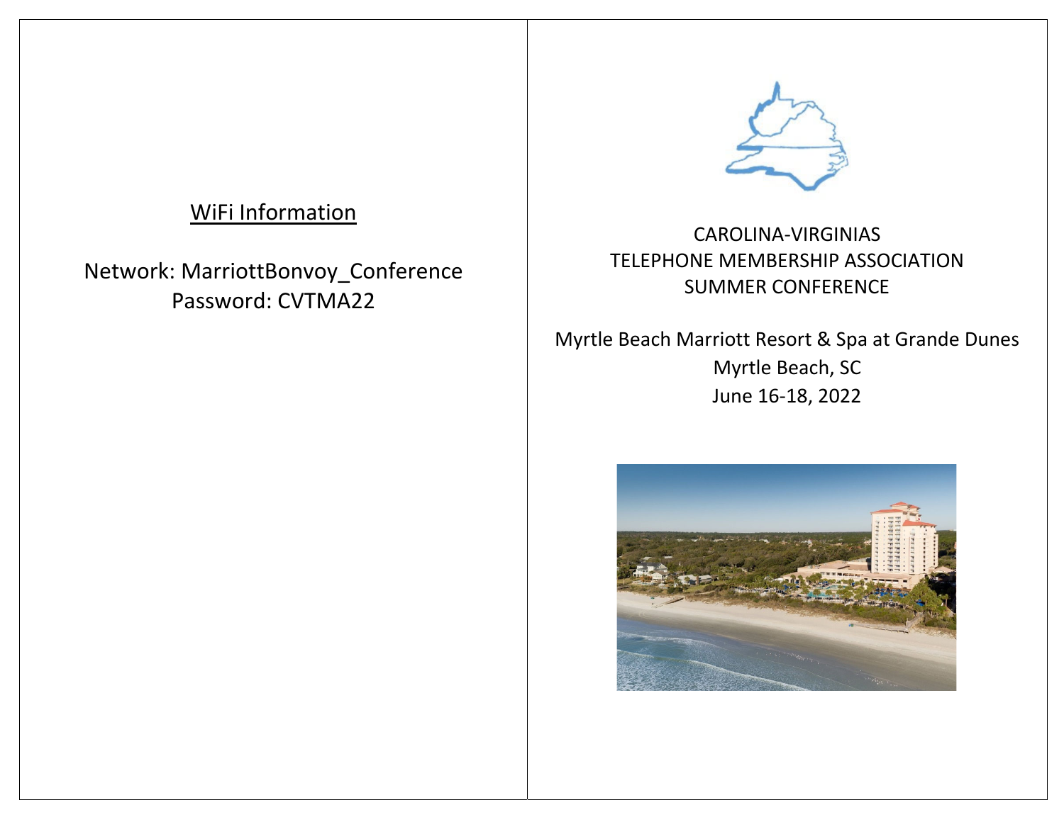## WiFi Information

Network: MarriottBonvoy_Conference
Password: CVTMA22

# CAROLINA-VIRGINIAS TELEPHONE MEMBERSHIP ASSOCIATION SUMMER CONFERENCE

Myrtle Beach Marriott Resort & Spa at Grande Dunes
Myrtle Beach, SC
June 16-18, 2022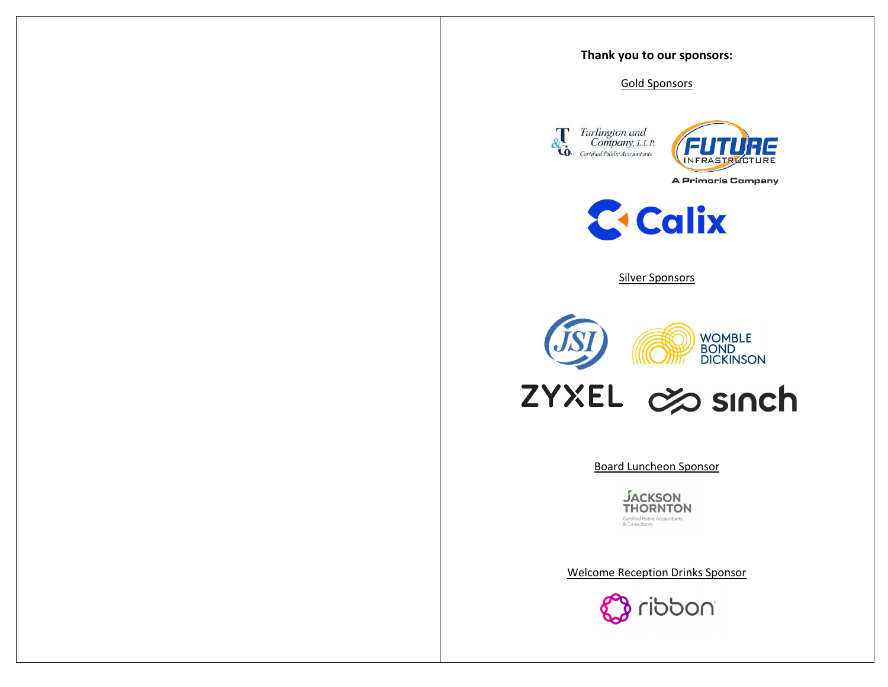**Thank you to our sponsors:**

Gold Sponsors

Turlington and Company, L.L.P. Certified Public Accountants

FUTURE INFRASTRUCTURE A Primoris Company

Calix

Silver Sponsors

JSI

WOMBLE BOND DICKINSON

ZYXEL

sinch

Board Luncheon Sponsor

JACKSON THORNTON Certified Public Accountants & Consultants

Welcome Reception Drinks Sponsor

ribbon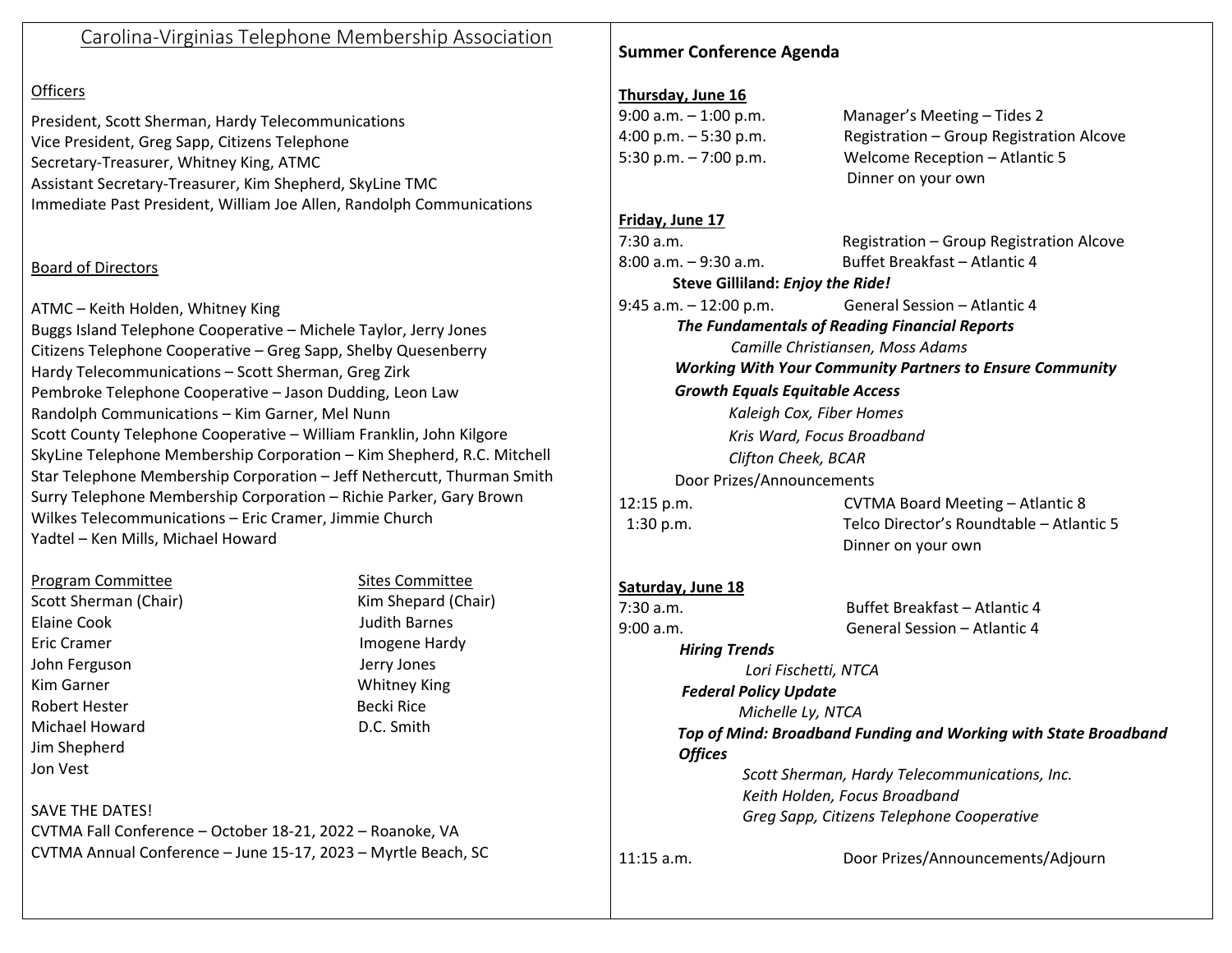# Carolina-Virginias Telephone Membership Association

## Officers

President, Scott Sherman, Hardy Telecommunications
Vice President, Greg Sapp, Citizens Telephone
Secretary-Treasurer, Whitney King, ATMC
Assistant Secretary-Treasurer, Kim Shepherd, SkyLine TMC
Immediate Past President, William Joe Allen, Randolph Communications

## Board of Directors

ATMC – Keith Holden, Whitney King
Buggs Island Telephone Cooperative – Michele Taylor, Jerry Jones
Citizens Telephone Cooperative – Greg Sapp, Shelby Quesenberry
Hardy Telecommunications – Scott Sherman, Greg Zirk
Pembroke Telephone Cooperative – Jason Dudding, Leon Law
Randolph Communications – Kim Garner, Mel Nunn
Scott County Telephone Cooperative – William Franklin, John Kilgore
SkyLine Telephone Membership Corporation – Kim Shepherd, R.C. Mitchell
Star Telephone Membership Corporation – Jeff Nethercutt, Thurman Smith
Surry Telephone Membership Corporation – Richie Parker, Gary Brown
Wilkes Telecommunications – Eric Cramer, Jimmie Church
Yadtel – Ken Mills, Michael Howard

| Program Committee | Sites Committee |
|---|---|
| Scott Sherman (Chair) | Kim Shepard (Chair) |
| Elaine Cook | Judith Barnes |
| Eric Cramer | Imogene Hardy |
| John Ferguson | Jerry Jones |
| Kim Garner | Whitney King |
| Robert Hester | Becki Rice |
| Michael Howard | D.C. Smith |
| Jim Shepherd | |
| Jon Vest | |

SAVE THE DATES!
CVTMA Fall Conference – October 18-21, 2022 – Roanoke, VA
CVTMA Annual Conference – June 15-17, 2023 – Myrtle Beach, SC

## Summer Conference Agenda

**Thursday, June 16**

9:00 a.m. – 1:00 p.m. Manager's Meeting – Tides 2
4:00 p.m. – 5:30 p.m. Registration – Group Registration Alcove
5:30 p.m. – 7:00 p.m. Welcome Reception – Atlantic 5
Dinner on your own

**Friday, June 17**

7:30 a.m. Registration – Group Registration Alcove
8:00 a.m. – 9:30 a.m. Buffet Breakfast – Atlantic 4
**Steve Gilliland: *Enjoy the Ride!***
9:45 a.m. – 12:00 p.m. General Session – Atlantic 4

***The Fundamentals of Reading Financial Reports***
*Camille Christiansen, Moss Adams*

***Working With Your Community Partners to Ensure Community Growth Equals Equitable Access***
*Kaleigh Cox, Fiber Homes*
*Kris Ward, Focus Broadband*
*Clifton Cheek, BCAR*

Door Prizes/Announcements

12:15 p.m. CVTMA Board Meeting – Atlantic 8
1:30 p.m. Telco Director's Roundtable – Atlantic 5
Dinner on your own

**Saturday, June 18**

7:30 a.m. Buffet Breakfast – Atlantic 4
9:00 a.m. General Session – Atlantic 4

***Hiring Trends***
*Lori Fischetti, NTCA*

***Federal Policy Update***
*Michelle Ly, NTCA*

***Top of Mind: Broadband Funding and Working with State Broadband Offices***
*Scott Sherman, Hardy Telecommunications, Inc.*
*Keith Holden, Focus Broadband*
*Greg Sapp, Citizens Telephone Cooperative*

11:15 a.m. Door Prizes/Announcements/Adjourn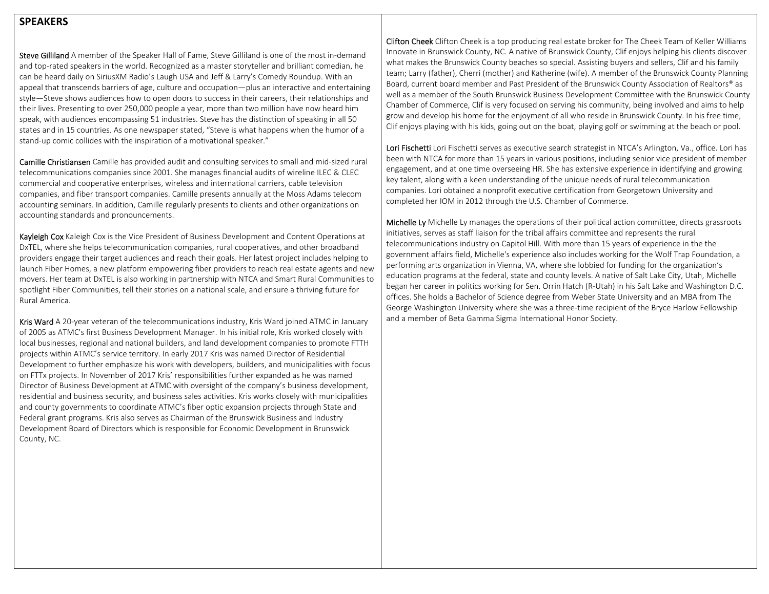## SPEAKERS

**Steve Gilliland** A member of the Speaker Hall of Fame, Steve Gilliland is one of the most in-demand and top-rated speakers in the world. Recognized as a master storyteller and brilliant comedian, he can be heard daily on SiriusXM Radio's Laugh USA and Jeff & Larry's Comedy Roundup. With an appeal that transcends barriers of age, culture and occupation—plus an interactive and entertaining style—Steve shows audiences how to open doors to success in their careers, their relationships and their lives. Presenting to over 250,000 people a year, more than two million have now heard him speak, with audiences encompassing 51 industries. Steve has the distinction of speaking in all 50 states and in 15 countries. As one newspaper stated, "Steve is what happens when the humor of a stand-up comic collides with the inspiration of a motivational speaker."

**Camille Christiansen** Camille has provided audit and consulting services to small and mid-sized rural telecommunications companies since 2001. She manages financial audits of wireline ILEC & CLEC commercial and cooperative enterprises, wireless and international carriers, cable television companies, and fiber transport companies. Camille presents annually at the Moss Adams telecom accounting seminars. In addition, Camille regularly presents to clients and other organizations on accounting standards and pronouncements.

**Kayleigh Cox** Kaleigh Cox is the Vice President of Business Development and Content Operations at DxTEL, where she helps telecommunication companies, rural cooperatives, and other broadband providers engage their target audiences and reach their goals. Her latest project includes helping to launch Fiber Homes, a new platform empowering fiber providers to reach real estate agents and new movers. Her team at DxTEL is also working in partnership with NTCA and Smart Rural Communities to spotlight Fiber Communities, tell their stories on a national scale, and ensure a thriving future for Rural America.

**Kris Ward** A 20-year veteran of the telecommunications industry, Kris Ward joined ATMC in January of 2005 as ATMC's first Business Development Manager. In his initial role, Kris worked closely with local businesses, regional and national builders, and land development companies to promote FTTH projects within ATMC's service territory. In early 2017 Kris was named Director of Residential Development to further emphasize his work with developers, builders, and municipalities with focus on FTTx projects. In November of 2017 Kris' responsibilities further expanded as he was named Director of Business Development at ATMC with oversight of the company's business development, residential and business security, and business sales activities. Kris works closely with municipalities and county governments to coordinate ATMC's fiber optic expansion projects through State and Federal grant programs. Kris also serves as Chairman of the Brunswick Business and Industry Development Board of Directors which is responsible for Economic Development in Brunswick County, NC.

**Clifton Cheek** Clifton Cheek is a top producing real estate broker for The Cheek Team of Keller Williams Innovate in Brunswick County, NC. A native of Brunswick County, Clif enjoys helping his clients discover what makes the Brunswick County beaches so special. Assisting buyers and sellers, Clif and his family team; Larry (father), Cherri (mother) and Katherine (wife). A member of the Brunswick County Planning Board, current board member and Past President of the Brunswick County Association of Realtors® as well as a member of the South Brunswick Business Development Committee with the Brunswick County Chamber of Commerce, Clif is very focused on serving his community, being involved and aims to help grow and develop his home for the enjoyment of all who reside in Brunswick County. In his free time, Clif enjoys playing with his kids, going out on the boat, playing golf or swimming at the beach or pool.

**Lori Fischetti** Lori Fischetti serves as executive search strategist in NTCA's Arlington, Va., office. Lori has been with NTCA for more than 15 years in various positions, including senior vice president of member engagement, and at one time overseeing HR. She has extensive experience in identifying and growing key talent, along with a keen understanding of the unique needs of rural telecommunication companies. Lori obtained a nonprofit executive certification from Georgetown University and completed her IOM in 2012 through the U.S. Chamber of Commerce.

**Michelle Ly** Michelle Ly manages the operations of their political action committee, directs grassroots initiatives, serves as staff liaison for the tribal affairs committee and represents the rural telecommunications industry on Capitol Hill. With more than 15 years of experience in the the government affairs field, Michelle's experience also includes working for the Wolf Trap Foundation, a performing arts organization in Vienna, VA, where she lobbied for funding for the organization's education programs at the federal, state and county levels. A native of Salt Lake City, Utah, Michelle began her career in politics working for Sen. Orrin Hatch (R-Utah) in his Salt Lake and Washington D.C. offices. She holds a Bachelor of Science degree from Weber State University and an MBA from The George Washington University where she was a three-time recipient of the Bryce Harlow Fellowship and a member of Beta Gamma Sigma International Honor Society.